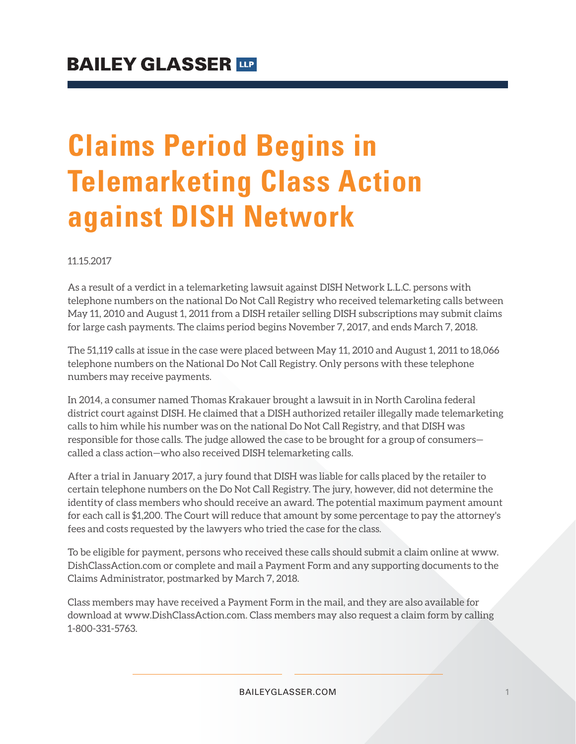BAILEY GLASSER LLP

# Claims Period Begins in Telemarketing Class Action against DISH Network

11.15.2017

As a result of a verdict in a telemarketing lawsuit against DISH Network L.L.C. persons with telephone numbers on the national Do Not Call Registry who received telemarketing calls between May 11, 2010 and August 1, 2011 from a DISH retailer selling DISH subscriptions may submit claims for large cash payments. The claims period begins November 7, 2017, and ends March 7, 2018.

The 51,119 calls at issue in the case were placed between May 11, 2010 and August 1, 2011 to 18,066 telephone numbers on the National Do Not Call Registry. Only persons with these telephone numbers may receive payments.

In 2014, a consumer named Thomas Krakauer brought a lawsuit in in North Carolina federal district court against DISH. He claimed that a DISH authorized retailer illegally made telemarketing calls to him while his number was on the national Do Not Call Registry, and that DISH was responsible for those calls. The judge allowed the case to be brought for a group of consumers—called a class action—who also received DISH telemarketing calls.

After a trial in January 2017, a jury found that DISH was liable for calls placed by the retailer to certain telephone numbers on the Do Not Call Registry. The jury, however, did not determine the identity of class members who should receive an award. The potential maximum payment amount for each call is $1,200. The Court will reduce that amount by some percentage to pay the attorney's fees and costs requested by the lawyers who tried the case for the class.

To be eligible for payment, persons who received these calls should submit a claim online at www.DishClassAction.com or complete and mail a Payment Form and any supporting documents to the Claims Administrator, postmarked by March 7, 2018.

Class members may have received a Payment Form in the mail, and they are also available for download at www.DishClassAction.com. Class members may also request a claim form by calling 1-800-331-5763.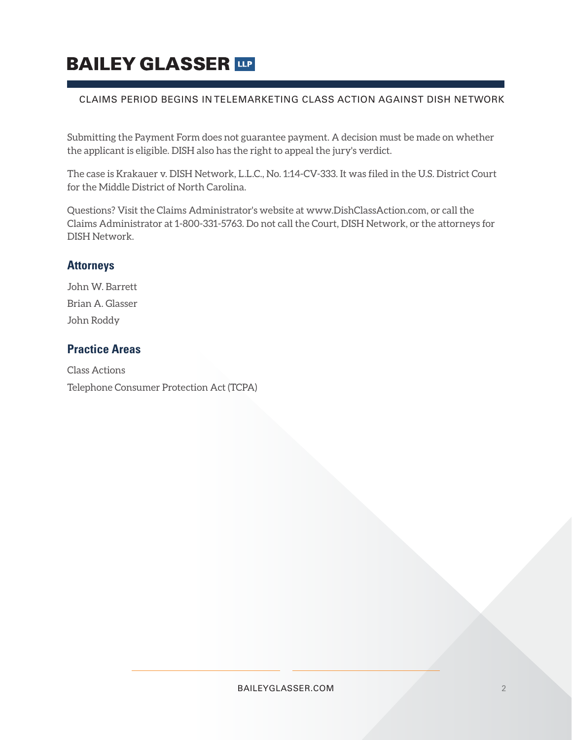Submitting the Payment Form does not guarantee payment. A decision must be made on whether the applicant is eligible. DISH also has the right to appeal the jury's verdict.

The case is Krakauer v. DISH Network, L.L.C., No. 1:14-CV-333. It was filed in the U.S. District Court for the Middle District of North Carolina.

Questions? Visit the Claims Administrator's website at www.DishClassAction.com, or call the Claims Administrator at 1-800-331-5763. Do not call the Court, DISH Network, or the attorneys for DISH Network.

## Attorneys

John W. Barrett

Brian A. Glasser

John Roddy

## Practice Areas

Class Actions

Telephone Consumer Protection Act (TCPA)